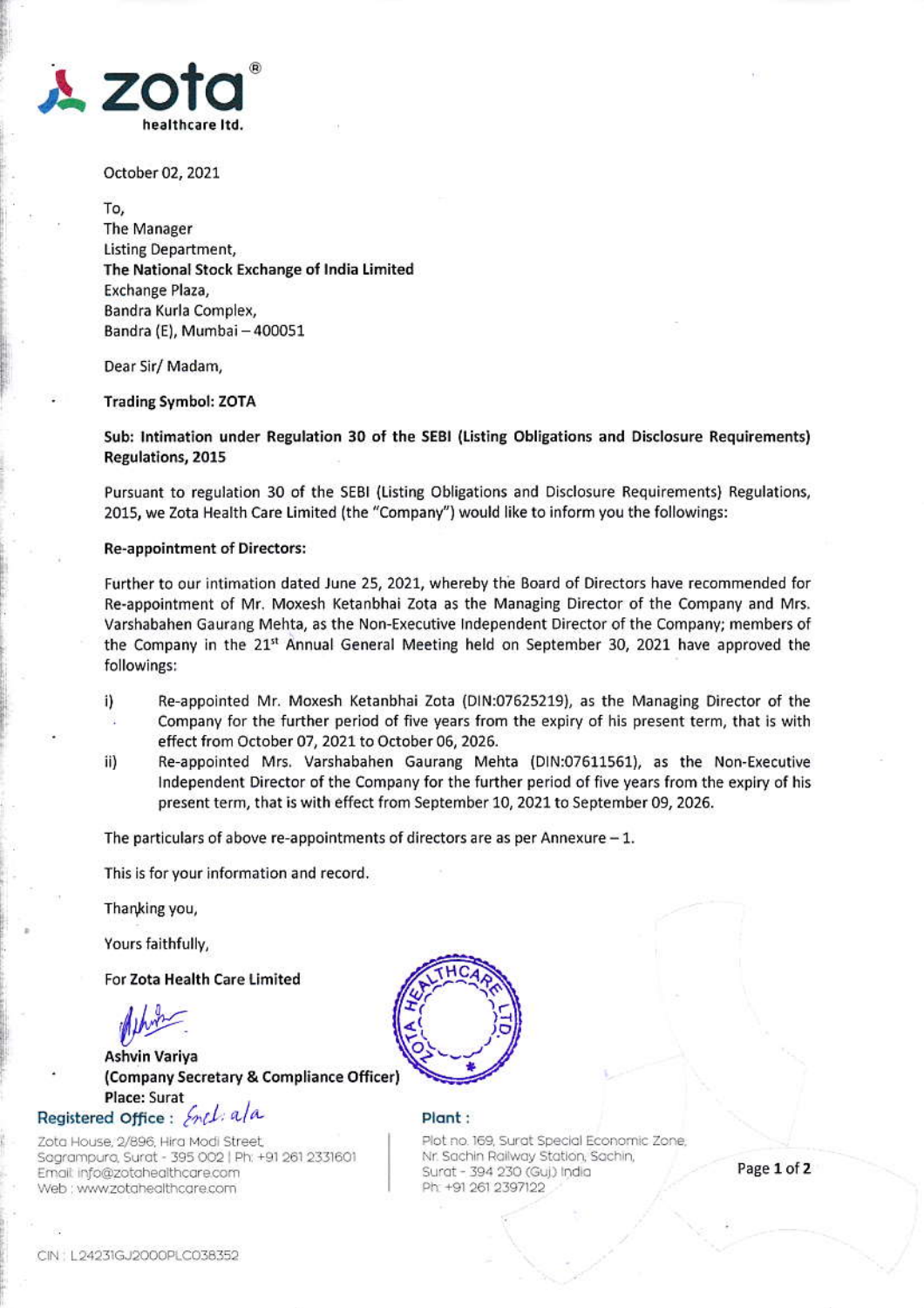October 02, 2021

To,
The Manager
Listing Department,
**The National Stock Exchange of India Limited**
Exchange Plaza,
Bandra Kurla Complex,
Bandra (E), Mumbai – 400051

Dear Sir/ Madam,

**Trading Symbol: ZOTA**

**Sub: Intimation under Regulation 30 of the SEBI (Listing Obligations and Disclosure Requirements) Regulations, 2015**

Pursuant to regulation 30 of the SEBI (Listing Obligations and Disclosure Requirements) Regulations, 2015, we Zota Health Care Limited (the "Company") would like to inform you the followings:

**Re-appointment of Directors:**

Further to our intimation dated June 25, 2021, whereby the Board of Directors have recommended for Re-appointment of Mr. Moxesh Ketanbhai Zota as the Managing Director of the Company and Mrs. Varshabahen Gaurang Mehta, as the Non-Executive Independent Director of the Company; members of the Company in the 21st Annual General Meeting held on September 30, 2021 have approved the followings:

i) Re-appointed Mr. Moxesh Ketanbhai Zota (DIN:07625219), as the Managing Director of the Company for the further period of five years from the expiry of his present term, that is with effect from October 07, 2021 to October 06, 2026.

ii) Re-appointed Mrs. Varshabahen Gaurang Mehta (DIN:07611561), as the Non-Executive Independent Director of the Company for the further period of five years from the expiry of his present term, that is with effect from September 10, 2021 to September 09, 2026.

The particulars of above re-appointments of directors are as per Annexure – 1.

This is for your information and record.

Thanking you,

Yours faithfully,

For **Zota Health Care Limited**

**Ashvin Variya**
**(Company Secretary & Compliance Officer)**
**Place: Surat**
Encl: a/a

**Registered Office :**
Zota House, 2/896, Hira Modi Street,
Sagrampura, Surat - 395 002 | Ph: +91 261 2331601
Email: info@zotahealthcare.com
Web : www.zotahealthcare.com

**Plant :**
Plot no. 169, Surat Special Economic Zone,
Nr. Sachin Railway Station, Sachin,
Surat - 394 230 (Guj.) India
Ph: +91 261 2397122

CIN : L24231GJ2000PLC038352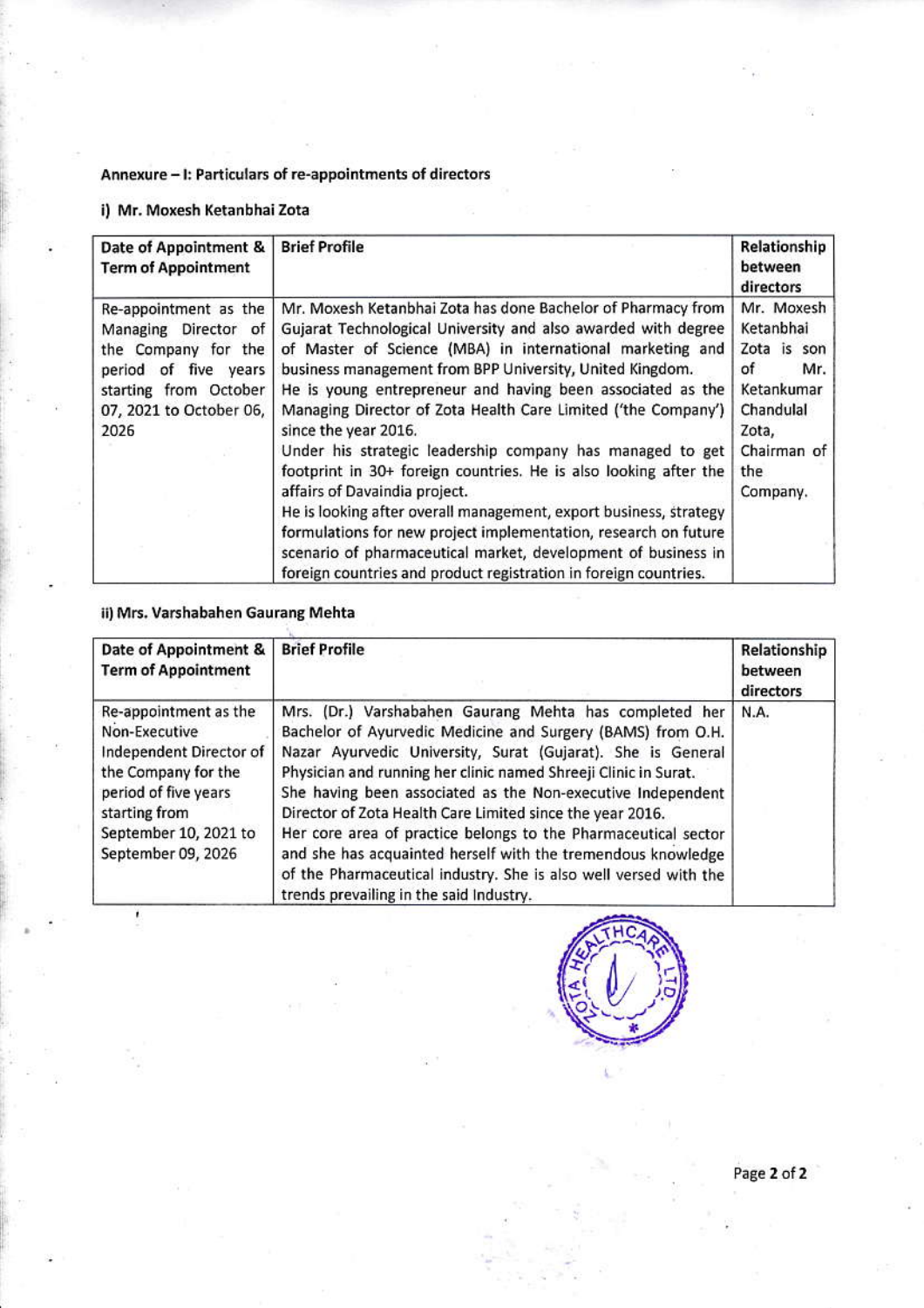**Annexure – I: Particulars of re-appointments of directors**

**i) Mr. Moxesh Ketanbhai Zota**

| Date of Appointment & Term of Appointment | Brief Profile | Relationship between directors |
|---|---|---|
| Re-appointment as the Managing Director of the Company for the period of five years starting from October 07, 2021 to October 06, 2026 | Mr. Moxesh Ketanbhai Zota has done Bachelor of Pharmacy from Gujarat Technological University and also awarded with degree of Master of Science (MBA) in international marketing and business management from BPP University, United Kingdom.<br>He is young entrepreneur and having been associated as the Managing Director of Zota Health Care Limited ('the Company') since the year 2016.<br>Under his strategic leadership company has managed to get footprint in 30+ foreign countries. He is also looking after the affairs of Davaindia project.<br>He is looking after overall management, export business, strategy formulations for new project implementation, research on future scenario of pharmaceutical market, development of business in foreign countries and product registration in foreign countries. | Mr. Moxesh Ketanbhai Zota is son of Mr. Ketankumar Chandulal Zota, Chairman of the Company. |

**ii) Mrs. Varshabahen Gaurang Mehta**

| Date of Appointment & Term of Appointment | Brief Profile | Relationship between directors |
|---|---|---|
| Re-appointment as the Non-Executive Independent Director of the Company for the period of five years starting from September 10, 2021 to September 09, 2026 | Mrs. (Dr.) Varshabahen Gaurang Mehta has completed her Bachelor of Ayurvedic Medicine and Surgery (BAMS) from O.H. Nazar Ayurvedic University, Surat (Gujarat). She is General Physician and running her clinic named Shreeji Clinic in Surat.<br>She having been associated as the Non-executive Independent Director of Zota Health Care Limited since the year 2016.<br>Her core area of practice belongs to the Pharmaceutical sector and she has acquainted herself with the tremendous knowledge of the Pharmaceutical industry. She is also well versed with the trends prevailing in the said Industry. | N.A. |